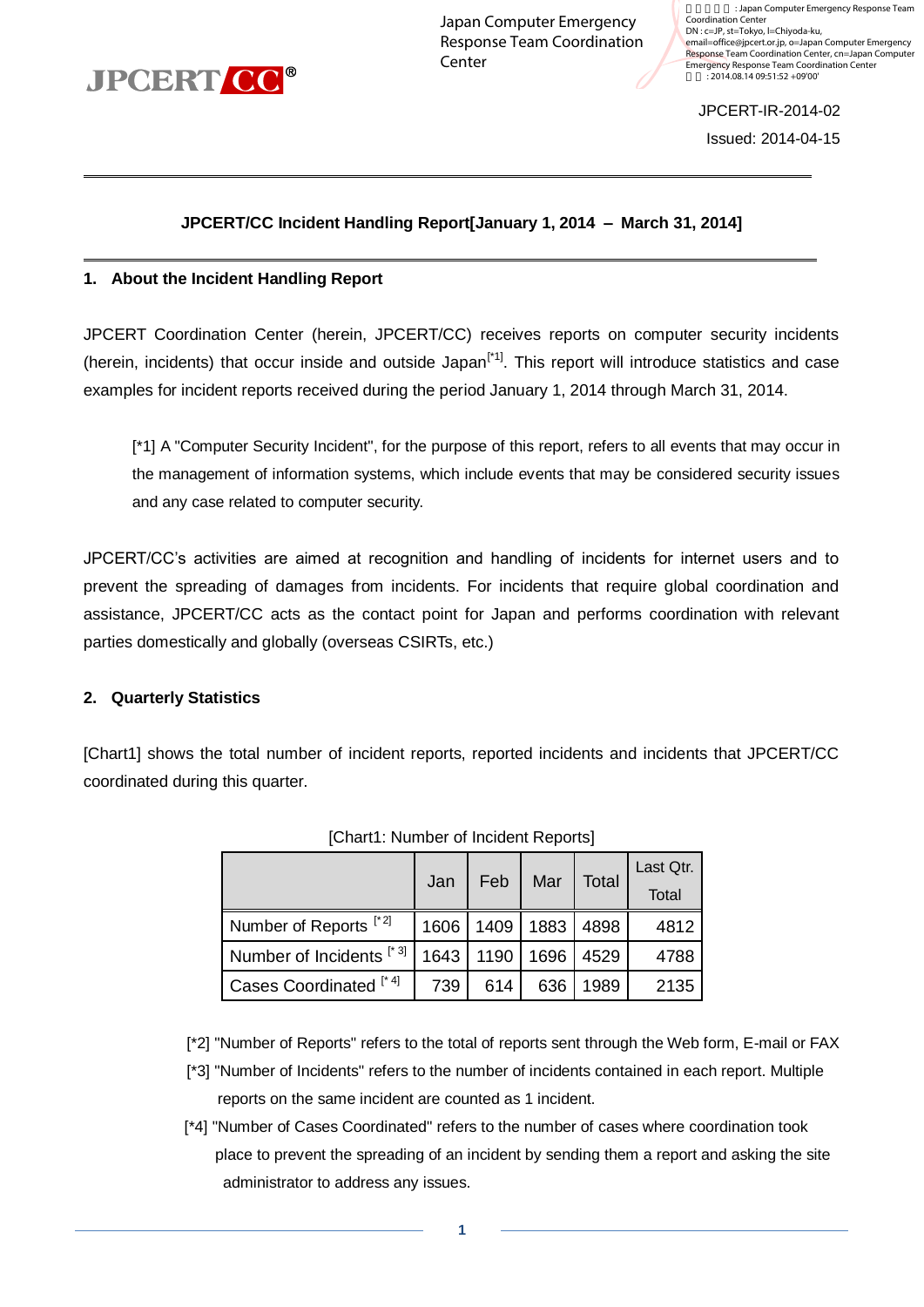Japan Computer Emergency Response Team Coordination Center

JPCERT-IR-2014-02

Issued: 2014-04-15

# JPCERT/CC Incident Handling Report[January 1, 2014 – March 31, 2014]

## 1. About the Incident Handling Report

JPCERT Coordination Center (herein, JPCERT/CC) receives reports on computer security incidents (herein, incidents) that occur inside and outside Japan[*1]. This report will introduce statistics and case examples for incident reports received during the period January 1, 2014 through March 31, 2014.

> [*1] A "Computer Security Incident", for the purpose of this report, refers to all events that may occur in the management of information systems, which include events that may be considered security issues and any case related to computer security.

JPCERT/CC's activities are aimed at recognition and handling of incidents for internet users and to prevent the spreading of damages from incidents. For incidents that require global coordination and assistance, JPCERT/CC acts as the contact point for Japan and performs coordination with relevant parties domestically and globally (overseas CSIRTs, etc.)

## 2. Quarterly Statistics

[Chart1] shows the total number of incident reports, reported incidents and incidents that JPCERT/CC coordinated during this quarter.

[Chart1: Number of Incident Reports]

| | Jan | Feb | Mar | Total | Last Qtr. Total |
|---|---|---|---|---|---|
| Number of Reports [*2] | 1606 | 1409 | 1883 | 4898 | 4812 |
| Number of Incidents [*3] | 1643 | 1190 | 1696 | 4529 | 4788 |
| Cases Coordinated [*4] | 739 | 614 | 636 | 1989 | 2135 |

[*2] "Number of Reports" refers to the total of reports sent through the Web form, E-mail or FAX

[*3] "Number of Incidents" refers to the number of incidents contained in each report. Multiple reports on the same incident are counted as 1 incident.

[*4] "Number of Cases Coordinated" refers to the number of cases where coordination took place to prevent the spreading of an incident by sending them a report and asking the site administrator to address any issues.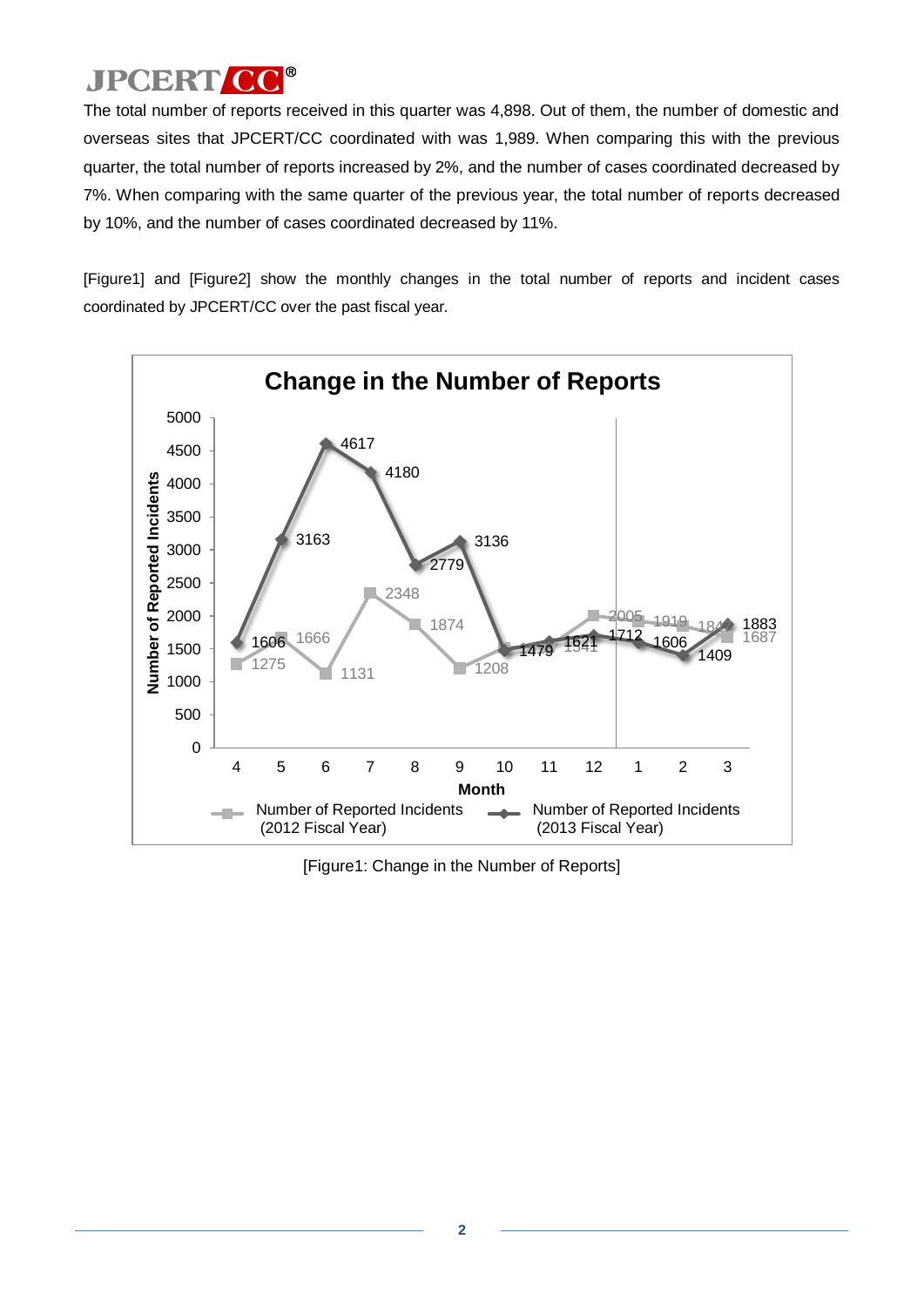The total number of reports received in this quarter was 4,898. Out of them, the number of domestic and overseas sites that JPCERT/CC coordinated with was 1,989. When comparing this with the previous quarter, the total number of reports increased by 2%, and the number of cases coordinated decreased by 7%. When comparing with the same quarter of the previous year, the total number of reports decreased by 10%, and the number of cases coordinated decreased by 11%.

[Figure1] and [Figure2] show the monthly changes in the total number of reports and incident cases coordinated by JPCERT/CC over the past fiscal year.

**Change in the Number of Reports**

| Month | Number of Reported Incidents (2012 Fiscal Year) | Number of Reported Incidents (2013 Fiscal Year) |
|---|---|---|
| 4 | 1275 | 1606 |
| 5 | 1666 | 3163 |
| 6 | 1131 | 4617 |
| 7 | 2348 | 4180 |
| 8 | 1874 | 2779 |
| 9 | 1208 | 3136 |
| 10 | | 1479 |
| 11 | 1541 | 1621 |
| 12 | 2005 | 1712 |
| 1 | 1919 | 1606 |
| 2 | 184? | 1409 |
| 3 | 1687 | 1883 |

[Figure1: Change in the Number of Reports]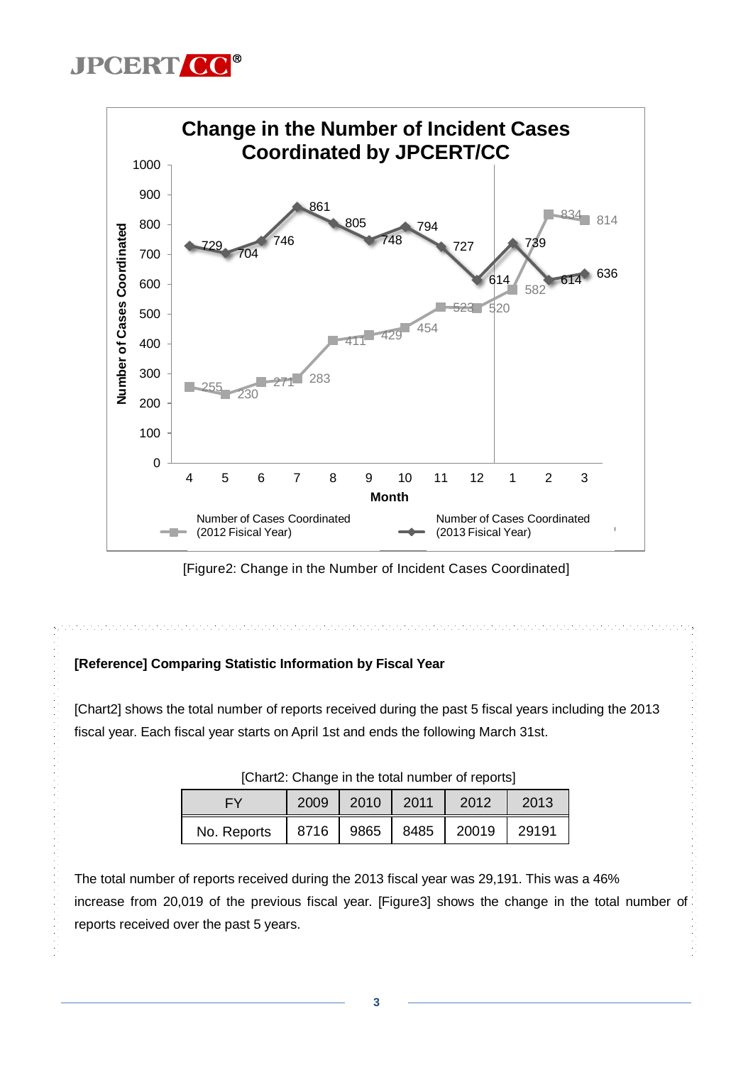[Figure2: Change in the Number of Incident Cases Coordinated]

**[Reference] Comparing Statistic Information by Fiscal Year**

[Chart2] shows the total number of reports received during the past 5 fiscal years including the 2013 fiscal year. Each fiscal year starts on April 1st and ends the following March 31st.

[Chart2: Change in the total number of reports]

| FY | 2009 | 2010 | 2011 | 2012 | 2013 |
|---|---|---|---|---|---|
| No. Reports | 8716 | 9865 | 8485 | 20019 | 29191 |

The total number of reports received during the 2013 fiscal year was 29,191. This was a 46% increase from 20,019 of the previous fiscal year. [Figure3] shows the change in the total number of reports received over the past 5 years.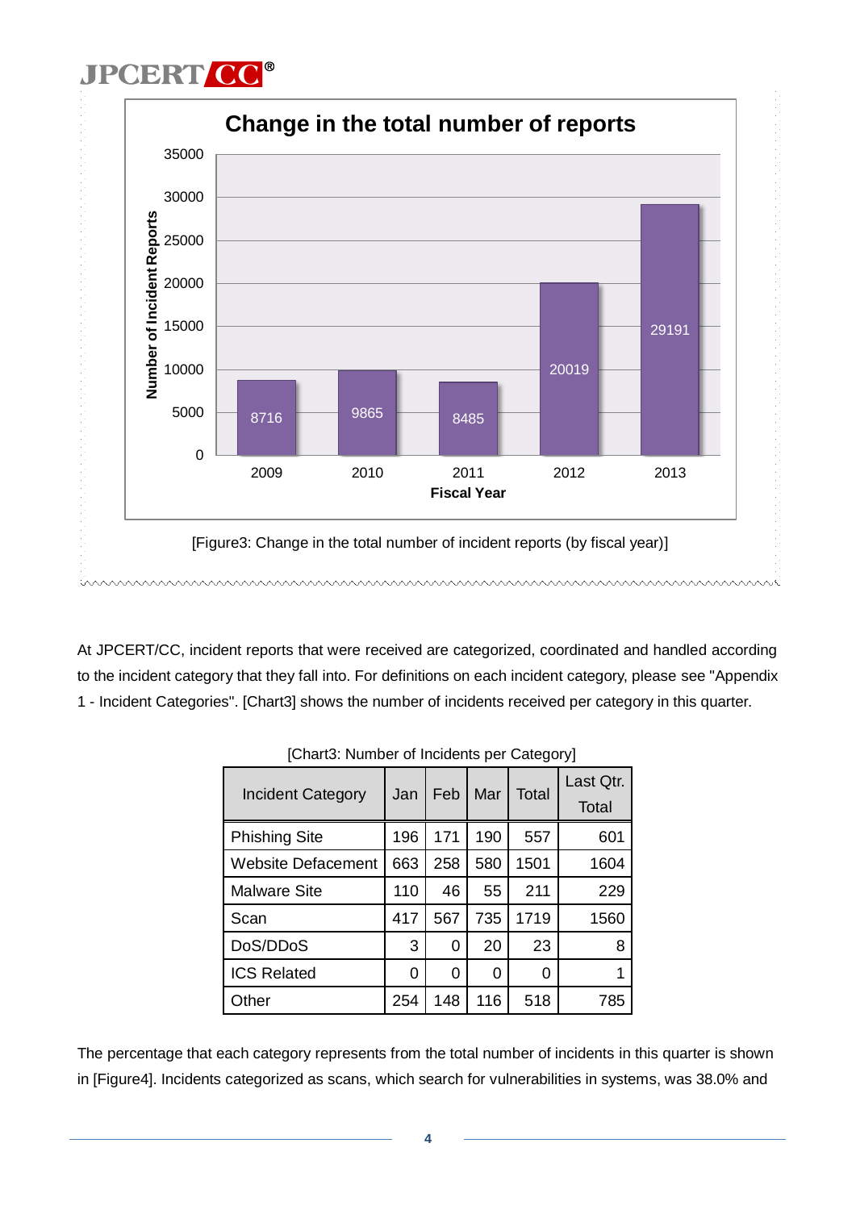**Change in the total number of reports**

| Fiscal Year | Number of Incident Reports |
|---|---|
| 2009 | 8716 |
| 2010 | 9865 |
| 2011 | 8485 |
| 2012 | 20019 |
| 2013 | 29191 |

[Figure3: Change in the total number of incident reports (by fiscal year)]

At JPCERT/CC, incident reports that were received are categorized, coordinated and handled according to the incident category that they fall into. For definitions on each incident category, please see "Appendix 1 - Incident Categories". [Chart3] shows the number of incidents received per category in this quarter.

[Chart3: Number of Incidents per Category]

| Incident Category | Jan | Feb | Mar | Total | Last Qtr. Total |
|---|---|---|---|---|---|
| Phishing Site | 196 | 171 | 190 | 557 | 601 |
| Website Defacement | 663 | 258 | 580 | 1501 | 1604 |
| Malware Site | 110 | 46 | 55 | 211 | 229 |
| Scan | 417 | 567 | 735 | 1719 | 1560 |
| DoS/DDoS | 3 | 0 | 20 | 23 | 8 |
| ICS Related | 0 | 0 | 0 | 0 | 1 |
| Other | 254 | 148 | 116 | 518 | 785 |

The percentage that each category represents from the total number of incidents in this quarter is shown in [Figure4]. Incidents categorized as scans, which search for vulnerabilities in systems, was 38.0% and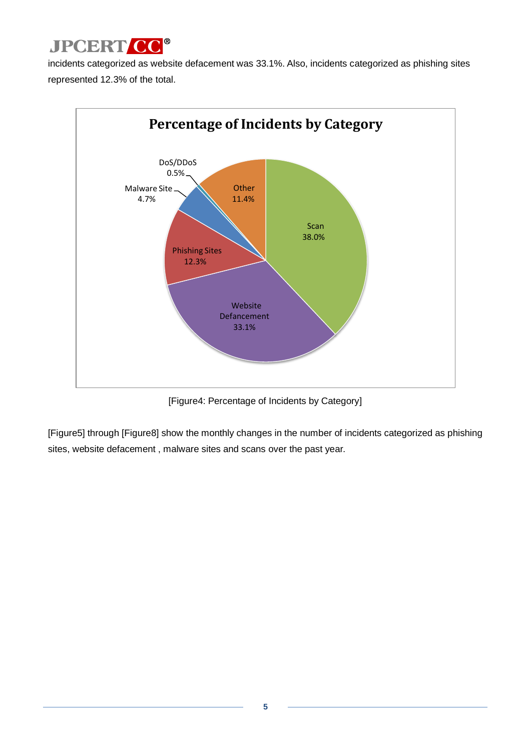incidents categorized as website defacement was 33.1%. Also, incidents categorized as phishing sites represented 12.3% of the total.

**Percentage of Incidents by Category**

| Category | Percentage |
|---|---|
| Scan | 38.0% |
| Website Defancement | 33.1% |
| Phishing Sites | 12.3% |
| Malware Site | 4.7% |
| DoS/DDoS | 0.5% |
| Other | 11.4% |

[Figure4: Percentage of Incidents by Category]

[Figure5] through [Figure8] show the monthly changes in the number of incidents categorized as phishing sites, website defacement , malware sites and scans over the past year.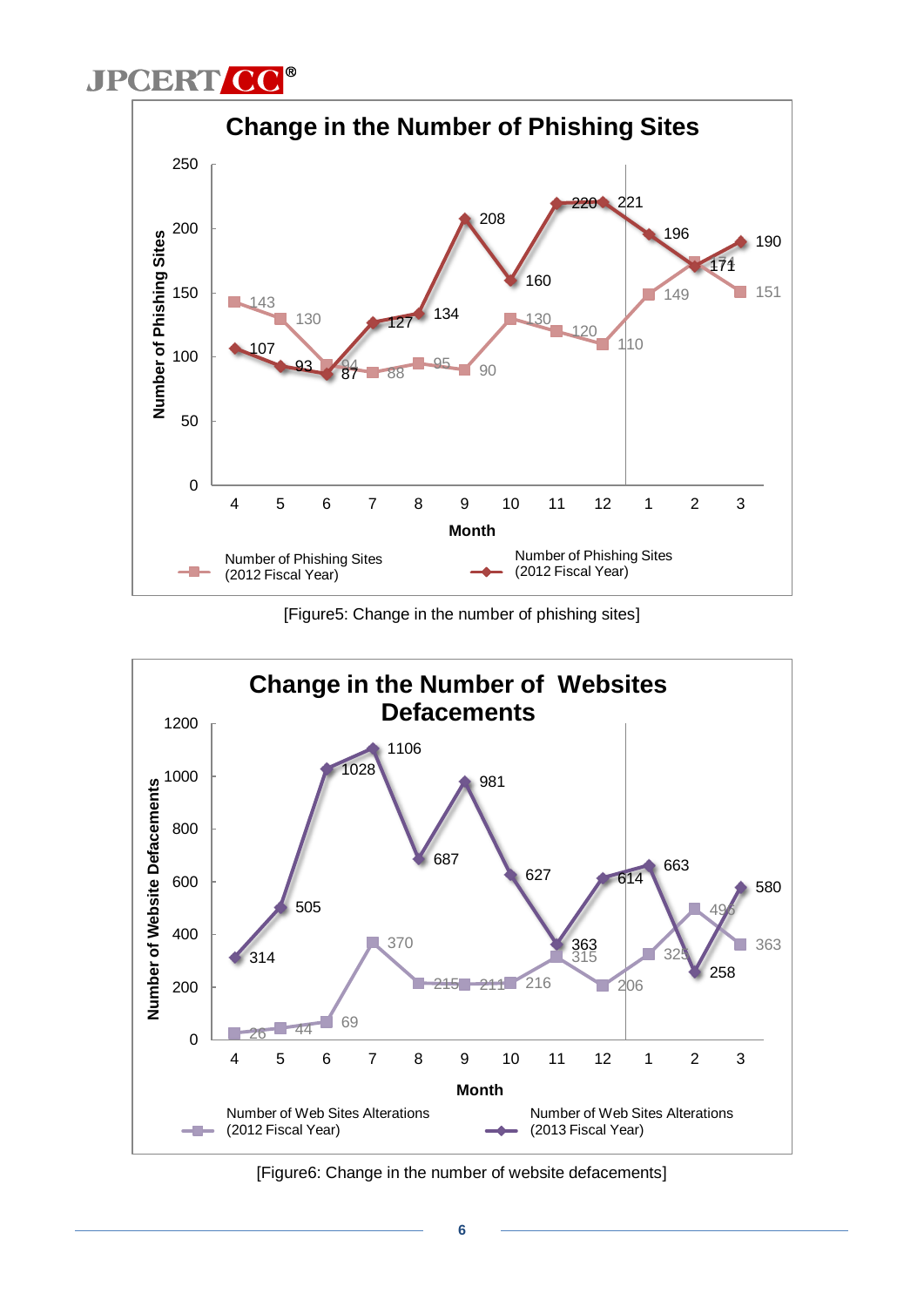**Change in the Number of Phishing Sites**

| Month | 4 | 5 | 6 | 7 | 8 | 9 | 10 | 11 | 12 | 1 | 2 | 3 |
|---|---|---|---|---|---|---|---|---|---|---|---|---|
| Number of Phishing Sites (2012 Fiscal Year) | 143 | 130 | 94 | 88 | 95 | 90 | 130 | 120 | 110 | 149 | 174 | 151 |
| Number of Phishing Sites (2012 Fiscal Year) | 107 | 93 | 87 | 127 | 134 | 208 | 160 | 220 | 221 | 196 | 171 | 190 |

[Figure5: Change in the number of phishing sites]

**Change in the Number of Websites Defacements**

| Month | 4 | 5 | 6 | 7 | 8 | 9 | 10 | 11 | 12 | 1 | 2 | 3 |
|---|---|---|---|---|---|---|---|---|---|---|---|---|
| Number of Web Sites Alterations (2012 Fiscal Year) | 26 | 44 | 69 | 370 | 215 | 211 | 216 | 315 | 206 | 325 | 495 | 363 |
| Number of Web Sites Alterations (2013 Fiscal Year) | 314 | 505 | 1028 | 1106 | 687 | 981 | 627 | 363 | 614 | 663 | 258 | 580 |

[Figure6: Change in the number of website defacements]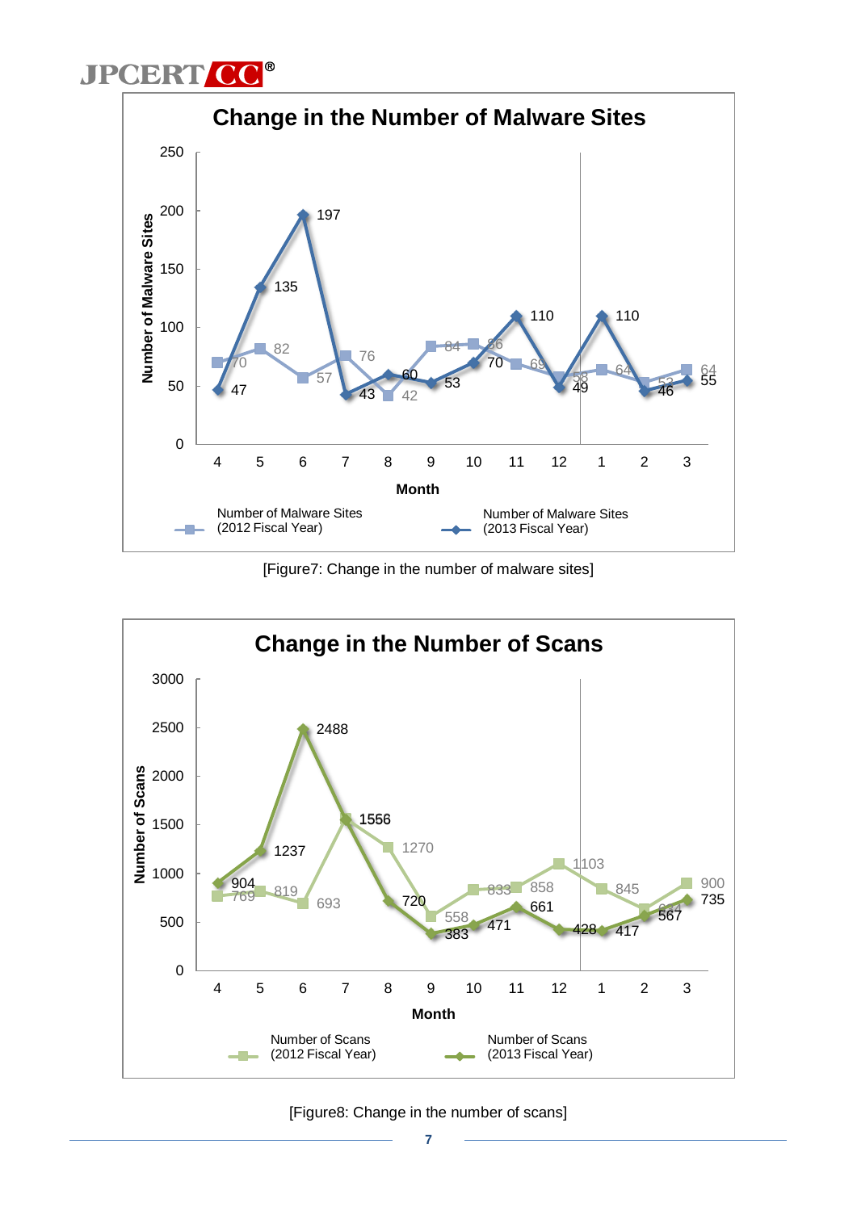**Change in the Number of Malware Sites**

| Month | 4 | 5 | 6 | 7 | 8 | 9 | 10 | 11 | 12 | 1 | 2 | 3 |
|---|---|---|---|---|---|---|---|---|---|---|---|---|
| Number of Malware Sites (2012 Fiscal Year) | 70 | 82 | 57 | 76 | 42 | 84 | 86 | 69 | 58 | 64 | 53 | 64 |
| Number of Malware Sites (2013 Fiscal Year) | 47 | 135 | 197 | 43 | 60 | 53 | 70 | 110 | 49 | 110 | 46 | 55 |

[Figure7: Change in the number of malware sites]

**Change in the Number of Scans**

| Month | 4 | 5 | 6 | 7 | 8 | 9 | 10 | 11 | 12 | 1 | 2 | 3 |
|---|---|---|---|---|---|---|---|---|---|---|---|---|
| Number of Scans (2012 Fiscal Year) | 769 | 819 | 693 | 1556 | 1270 | 558 | 833 | 858 | 1103 | 845 | 624 | 900 |
| Number of Scans (2013 Fiscal Year) | 904 | 1237 | 2488 | 1556 | 720 | 383 | 471 | 661 | 428 | 417 | 567 | 735 |

[Figure8: Change in the number of scans]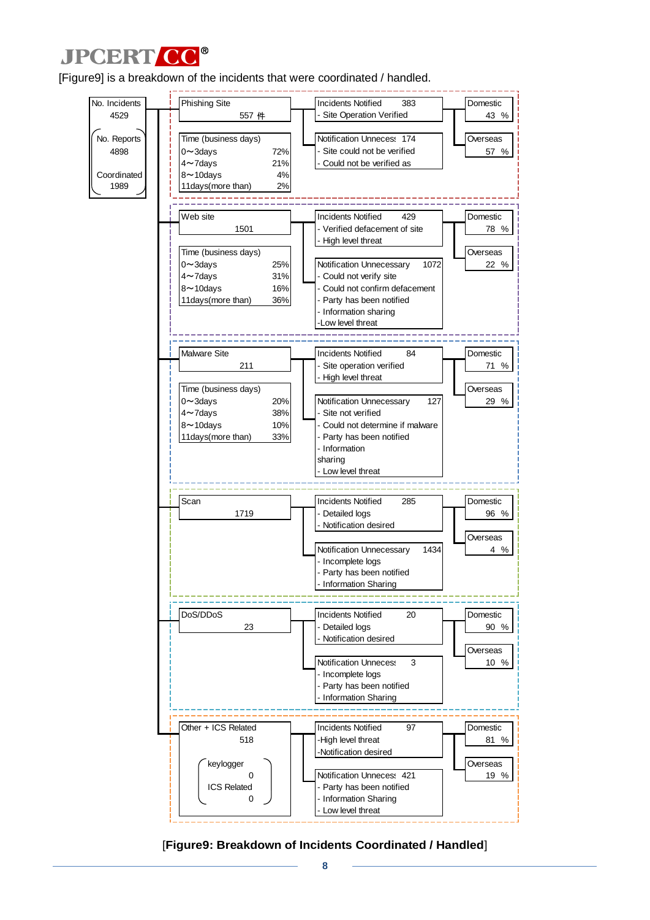[Figure9] is a breakdown of the incidents that were coordinated / handled.

No. Incidents 4529

No. Reports 4898

Coordinated 1989

**Phishing Site** 557 件

| Time (business days) | |
|---|---|
| 0～3days | 72% |
| 4～7days | 21% |
| 8～10days | 4% |
| 11days(more than) | 2% |

Incidents Notified 383
- Site Operation Verified

Notification Unnecessary 174
- Site could not be verified
- Could not be verified as

Domestic 43 %
Overseas 57 %

**Web site** 1501

| Time (business days) | |
|---|---|
| 0～3days | 25% |
| 4～7days | 31% |
| 8～10days | 16% |
| 11days(more than) | 36% |

Incidents Notified 429
- Verified defacement of site
- High level threat

Notification Unnecessary 1072
- Could not verify site
- Could not confirm defacement
- Party has been notified
- Information sharing
- Low level threat

Domestic 78 %
Overseas 22 %

**Malware Site** 211

| Time (business days) | |
|---|---|
| 0～3days | 20% |
| 4～7days | 38% |
| 8～10days | 10% |
| 11days(more than) | 33% |

Incidents Notified 84
- Site operation verified
- High level threat

Notification Unnecessary 127
- Site not verified
- Could not determine if malware
- Party has been notified
- Information sharing
- Low level threat

Domestic 71 %
Overseas 29 %

**Scan** 1719

Incidents Notified 285
- Detailed logs
- Notification desired

Notification Unnecessary 1434
- Incomplete logs
- Party has been notified
- Information Sharing

Domestic 96 %
Overseas 4 %

**DoS/DDoS** 23

Incidents Notified 20
- Detailed logs
- Notification desired

Notification Unnecessary 3
- Incomplete logs
- Party has been notified
- Information Sharing

Domestic 90 %
Overseas 10 %

**Other + ICS Related** 518

keylogger 0
ICS Related 0

Incidents Notified 97
- High level threat
- Notification desired

Notification Unnecessary 421
- Party has been notified
- Information Sharing
- Low level threat

Domestic 81 %
Overseas 19 %

[**Figure9: Breakdown of Incidents Coordinated / Handled**]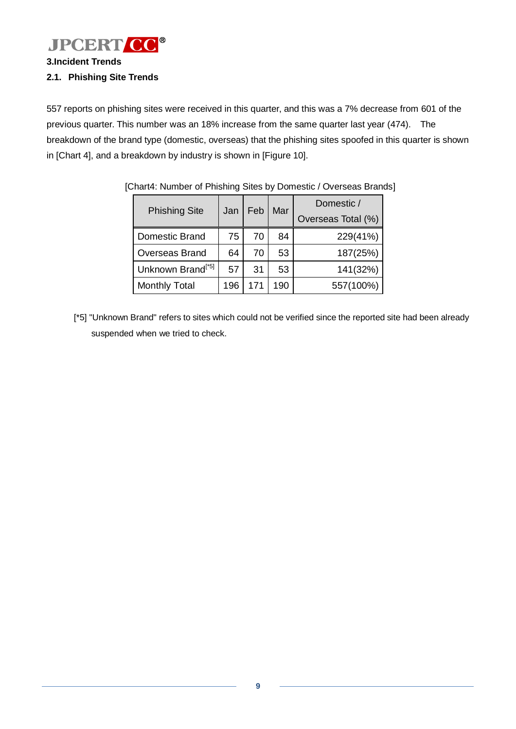**3.Incident Trends**

## 2.1. Phishing Site Trends

557 reports on phishing sites were received in this quarter, and this was a 7% decrease from 601 of the previous quarter. This number was an 18% increase from the same quarter last year (474). The breakdown of the brand type (domestic, overseas) that the phishing sites spoofed in this quarter is shown in [Chart 4], and a breakdown by industry is shown in [Figure 10].

[Chart4: Number of Phishing Sites by Domestic / Overseas Brands]

| Phishing Site | Jan | Feb | Mar | Domestic / Overseas Total (%) |
|---|---|---|---|---|
| Domestic Brand | 75 | 70 | 84 | 229(41%) |
| Overseas Brand | 64 | 70 | 53 | 187(25%) |
| Unknown Brand[*5] | 57 | 31 | 53 | 141(32%) |
| Monthly Total | 196 | 171 | 190 | 557(100%) |

[*5] "Unknown Brand" refers to sites which could not be verified since the reported site had been already suspended when we tried to check.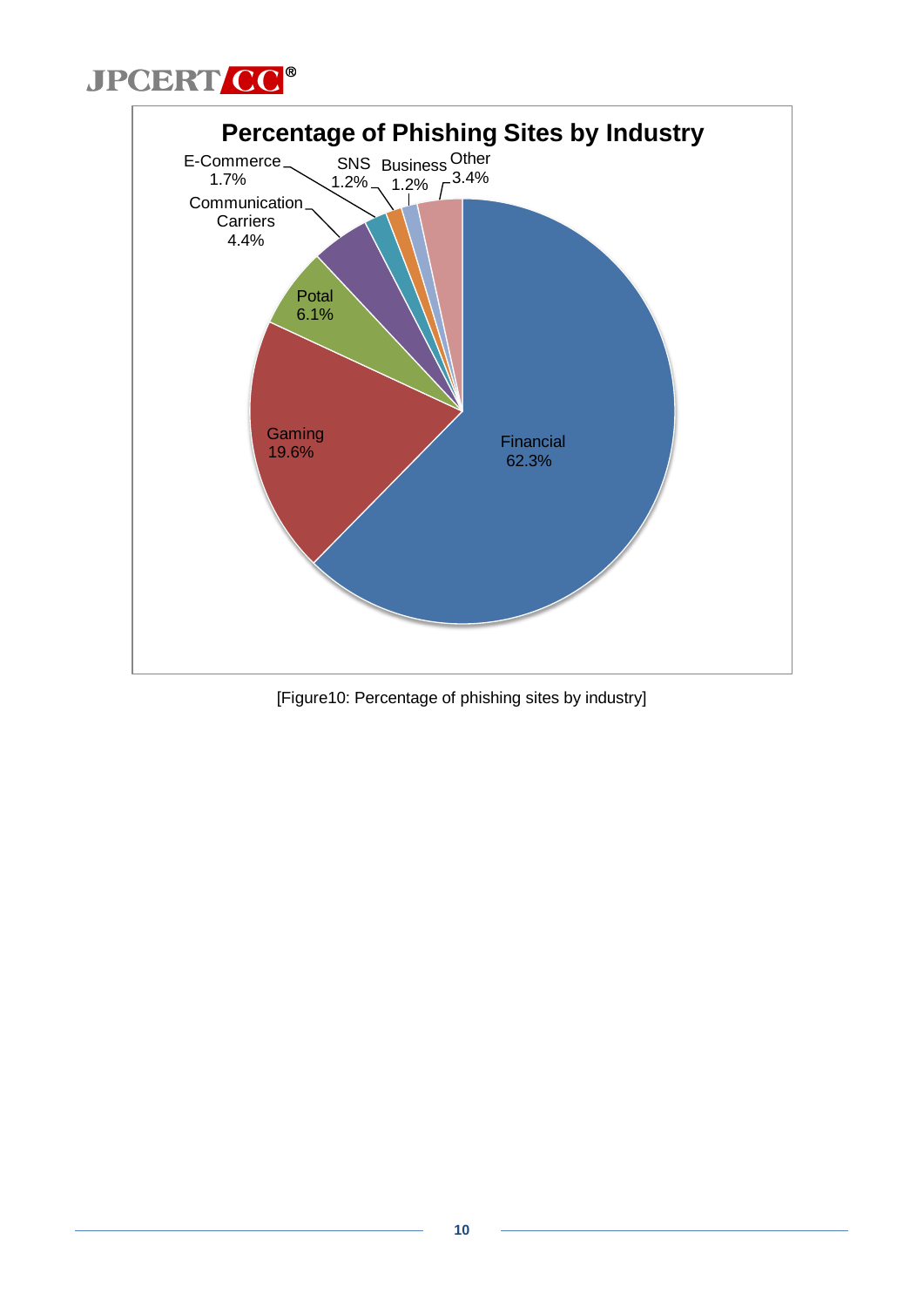**Percentage of Phishing Sites by Industry**

| Industry | Percentage |
|---|---|
| Financial | 62.3% |
| Gaming | 19.6% |
| Potal | 6.1% |
| Communication Carriers | 4.4% |
| E-Commerce | 1.7% |
| SNS | 1.2% |
| Business | 1.2% |
| Other | 3.4% |

[Figure10: Percentage of phishing sites by industry]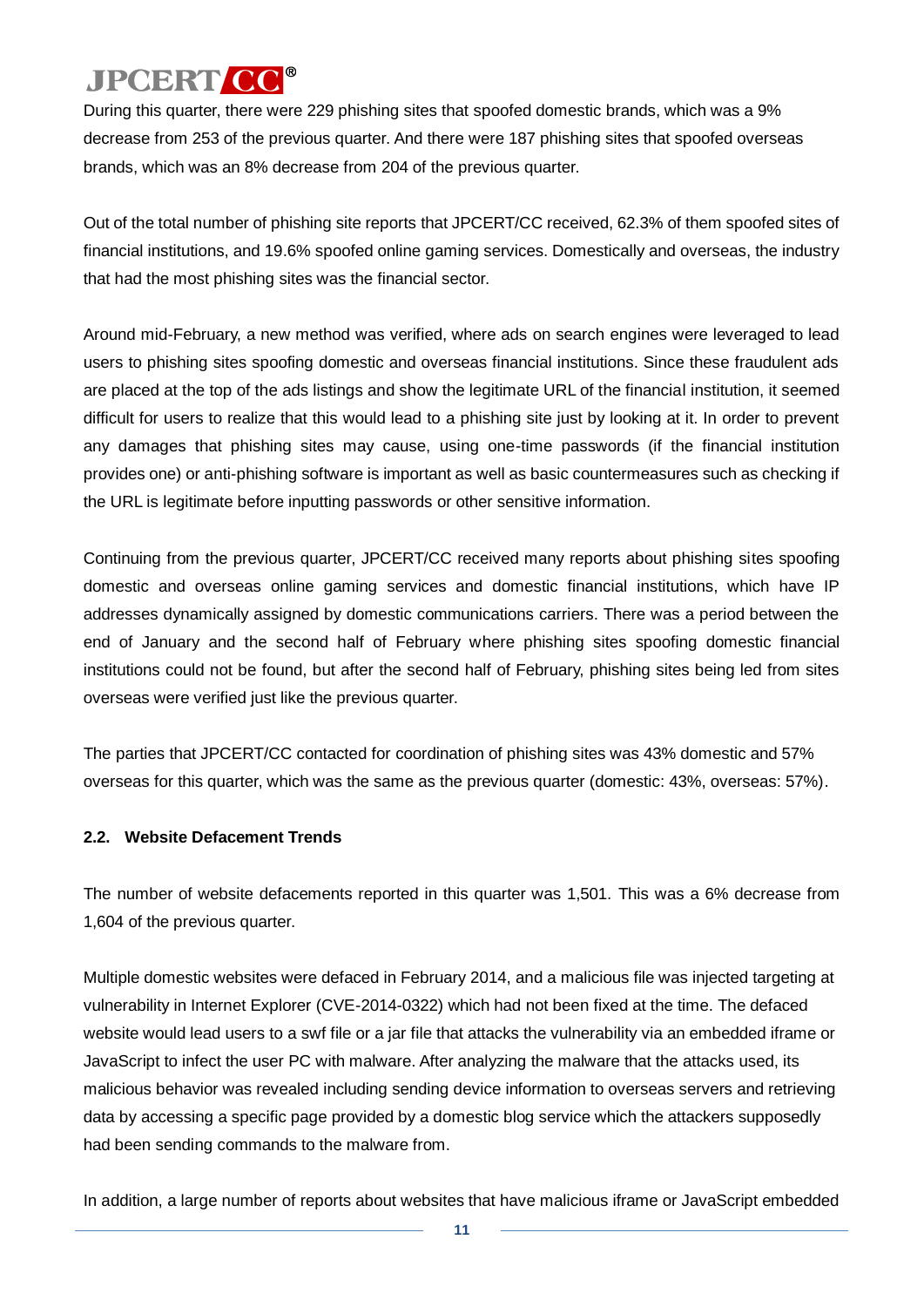During this quarter, there were 229 phishing sites that spoofed domestic brands, which was a 9% decrease from 253 of the previous quarter. And there were 187 phishing sites that spoofed overseas brands, which was an 8% decrease from 204 of the previous quarter.

Out of the total number of phishing site reports that JPCERT/CC received, 62.3% of them spoofed sites of financial institutions, and 19.6% spoofed online gaming services. Domestically and overseas, the industry that had the most phishing sites was the financial sector.

Around mid-February, a new method was verified, where ads on search engines were leveraged to lead users to phishing sites spoofing domestic and overseas financial institutions. Since these fraudulent ads are placed at the top of the ads listings and show the legitimate URL of the financial institution, it seemed difficult for users to realize that this would lead to a phishing site just by looking at it. In order to prevent any damages that phishing sites may cause, using one-time passwords (if the financial institution provides one) or anti-phishing software is important as well as basic countermeasures such as checking if the URL is legitimate before inputting passwords or other sensitive information.

Continuing from the previous quarter, JPCERT/CC received many reports about phishing sites spoofing domestic and overseas online gaming services and domestic financial institutions, which have IP addresses dynamically assigned by domestic communications carriers. There was a period between the end of January and the second half of February where phishing sites spoofing domestic financial institutions could not be found, but after the second half of February, phishing sites being led from sites overseas were verified just like the previous quarter.

The parties that JPCERT/CC contacted for coordination of phishing sites was 43% domestic and 57% overseas for this quarter, which was the same as the previous quarter (domestic: 43%, overseas: 57%).

### 2.2. Website Defacement Trends

The number of website defacements reported in this quarter was 1,501. This was a 6% decrease from 1,604 of the previous quarter.

Multiple domestic websites were defaced in February 2014, and a malicious file was injected targeting at vulnerability in Internet Explorer (CVE-2014-0322) which had not been fixed at the time. The defaced website would lead users to a swf file or a jar file that attacks the vulnerability via an embedded iframe or JavaScript to infect the user PC with malware. After analyzing the malware that the attacks used, its malicious behavior was revealed including sending device information to overseas servers and retrieving data by accessing a specific page provided by a domestic blog service which the attackers supposedly had been sending commands to the malware from.

In addition, a large number of reports about websites that have malicious iframe or JavaScript embedded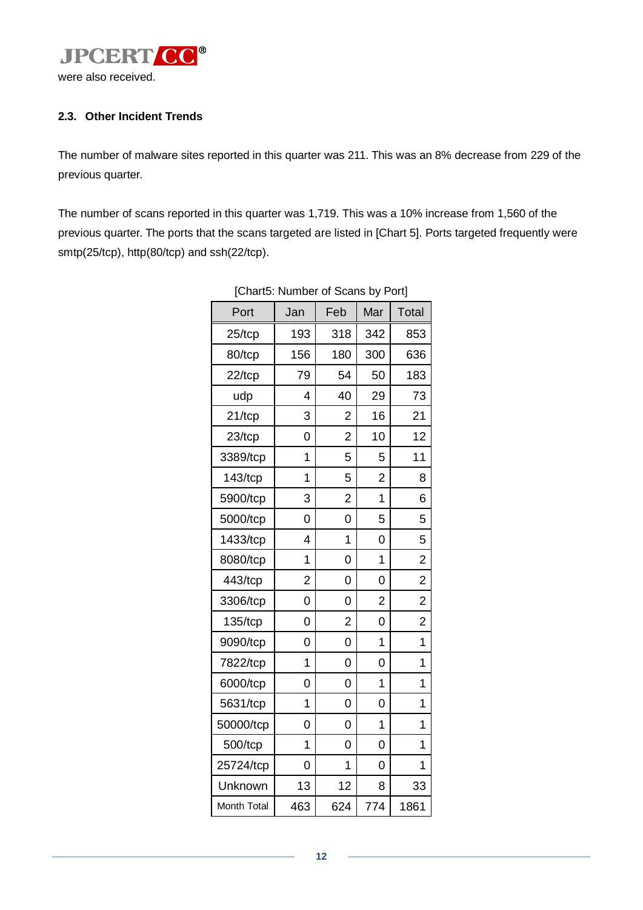were also received.

### 2.3. Other Incident Trends

The number of malware sites reported in this quarter was 211. This was an 8% decrease from 229 of the previous quarter.

The number of scans reported in this quarter was 1,719. This was a 10% increase from 1,560 of the previous quarter. The ports that the scans targeted are listed in [Chart 5]. Ports targeted frequently were smtp(25/tcp), http(80/tcp) and ssh(22/tcp).

[Chart5: Number of Scans by Port]

| Port | Jan | Feb | Mar | Total |
|---|---|---|---|---|
| 25/tcp | 193 | 318 | 342 | 853 |
| 80/tcp | 156 | 180 | 300 | 636 |
| 22/tcp | 79 | 54 | 50 | 183 |
| udp | 4 | 40 | 29 | 73 |
| 21/tcp | 3 | 2 | 16 | 21 |
| 23/tcp | 0 | 2 | 10 | 12 |
| 3389/tcp | 1 | 5 | 5 | 11 |
| 143/tcp | 1 | 5 | 2 | 8 |
| 5900/tcp | 3 | 2 | 1 | 6 |
| 5000/tcp | 0 | 0 | 5 | 5 |
| 1433/tcp | 4 | 1 | 0 | 5 |
| 8080/tcp | 1 | 0 | 1 | 2 |
| 443/tcp | 2 | 0 | 0 | 2 |
| 3306/tcp | 0 | 0 | 2 | 2 |
| 135/tcp | 0 | 2 | 0 | 2 |
| 9090/tcp | 0 | 0 | 1 | 1 |
| 7822/tcp | 1 | 0 | 0 | 1 |
| 6000/tcp | 0 | 0 | 1 | 1 |
| 5631/tcp | 1 | 0 | 0 | 1 |
| 50000/tcp | 0 | 0 | 1 | 1 |
| 500/tcp | 1 | 0 | 0 | 1 |
| 25724/tcp | 0 | 1 | 0 | 1 |
| Unknown | 13 | 12 | 8 | 33 |
| Month Total | 463 | 624 | 774 | 1861 |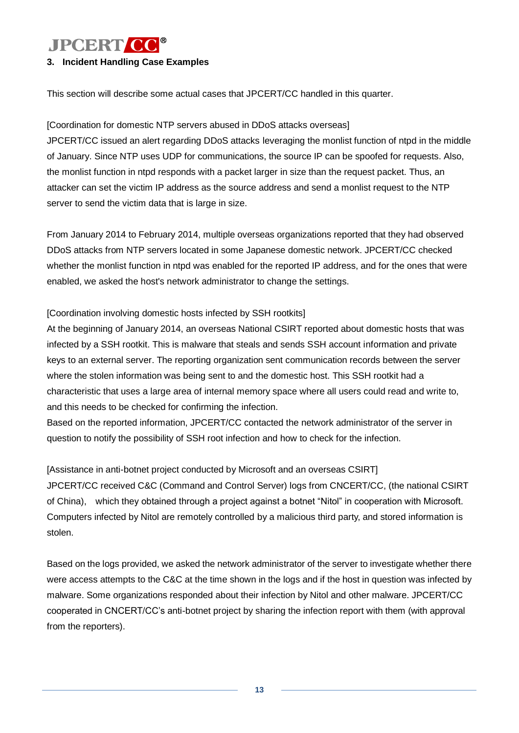## 3. Incident Handling Case Examples

This section will describe some actual cases that JPCERT/CC handled in this quarter.

[Coordination for domestic NTP servers abused in DDoS attacks overseas]

JPCERT/CC issued an alert regarding DDoS attacks leveraging the monlist function of ntpd in the middle of January. Since NTP uses UDP for communications, the source IP can be spoofed for requests. Also, the monlist function in ntpd responds with a packet larger in size than the request packet. Thus, an attacker can set the victim IP address as the source address and send a monlist request to the NTP server to send the victim data that is large in size.

From January 2014 to February 2014, multiple overseas organizations reported that they had observed DDoS attacks from NTP servers located in some Japanese domestic network. JPCERT/CC checked whether the monlist function in ntpd was enabled for the reported IP address, and for the ones that were enabled, we asked the host's network administrator to change the settings.

[Coordination involving domestic hosts infected by SSH rootkits]

At the beginning of January 2014, an overseas National CSIRT reported about domestic hosts that was infected by a SSH rootkit. This is malware that steals and sends SSH account information and private keys to an external server. The reporting organization sent communication records between the server where the stolen information was being sent to and the domestic host. This SSH rootkit had a characteristic that uses a large area of internal memory space where all users could read and write to, and this needs to be checked for confirming the infection.

Based on the reported information, JPCERT/CC contacted the network administrator of the server in question to notify the possibility of SSH root infection and how to check for the infection.

[Assistance in anti-botnet project conducted by Microsoft and an overseas CSIRT]

JPCERT/CC received C&C (Command and Control Server) logs from CNCERT/CC, (the national CSIRT of China), which they obtained through a project against a botnet "Nitol" in cooperation with Microsoft. Computers infected by Nitol are remotely controlled by a malicious third party, and stored information is stolen.

Based on the logs provided, we asked the network administrator of the server to investigate whether there were access attempts to the C&C at the time shown in the logs and if the host in question was infected by malware. Some organizations responded about their infection by Nitol and other malware. JPCERT/CC cooperated in CNCERT/CC's anti-botnet project by sharing the infection report with them (with approval from the reporters).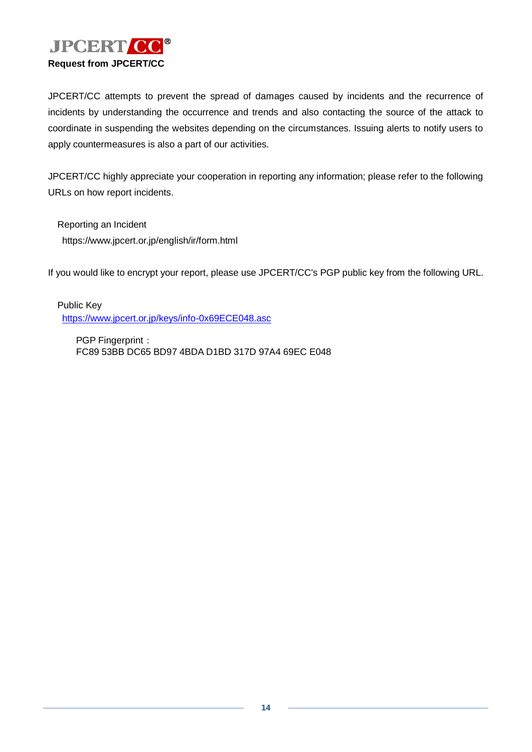JPCERT CC®

**Request from JPCERT/CC**

JPCERT/CC attempts to prevent the spread of damages caused by incidents and the recurrence of incidents by understanding the occurrence and trends and also contacting the source of the attack to coordinate in suspending the websites depending on the circumstances. Issuing alerts to notify users to apply countermeasures is also a part of our activities.

JPCERT/CC highly appreciate your cooperation in reporting any information; please refer to the following URLs on how report incidents.

Reporting an Incident
https://www.jpcert.or.jp/english/ir/form.html

If you would like to encrypt your report, please use JPCERT/CC's PGP public key from the following URL.

Public Key
https://www.jpcert.or.jp/keys/info-0x69ECE048.asc

PGP Fingerprint：
FC89 53BB DC65 BD97 4BDA D1BD 317D 97A4 69EC E048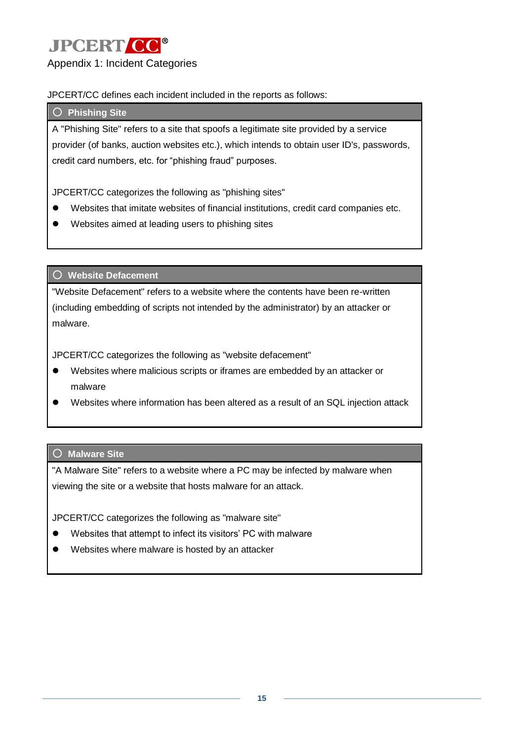# Appendix 1: Incident Categories

JPCERT/CC defines each incident included in the reports as follows:

### ○ Phishing Site

A "Phishing Site" refers to a site that spoofs a legitimate site provided by a service provider (of banks, auction websites etc.), which intends to obtain user ID's, passwords, credit card numbers, etc. for "phishing fraud" purposes.

JPCERT/CC categorizes the following as "phishing sites"

- Websites that imitate websites of financial institutions, credit card companies etc.
- Websites aimed at leading users to phishing sites

### ○ Website Defacement

"Website Defacement" refers to a website where the contents have been re-written (including embedding of scripts not intended by the administrator) by an attacker or malware.

JPCERT/CC categorizes the following as "website defacement"

- Websites where malicious scripts or iframes are embedded by an attacker or malware
- Websites where information has been altered as a result of an SQL injection attack

### ○ Malware Site

"A Malware Site" refers to a website where a PC may be infected by malware when viewing the site or a website that hosts malware for an attack.

JPCERT/CC categorizes the following as "malware site"

- Websites that attempt to infect its visitors' PC with malware
- Websites where malware is hosted by an attacker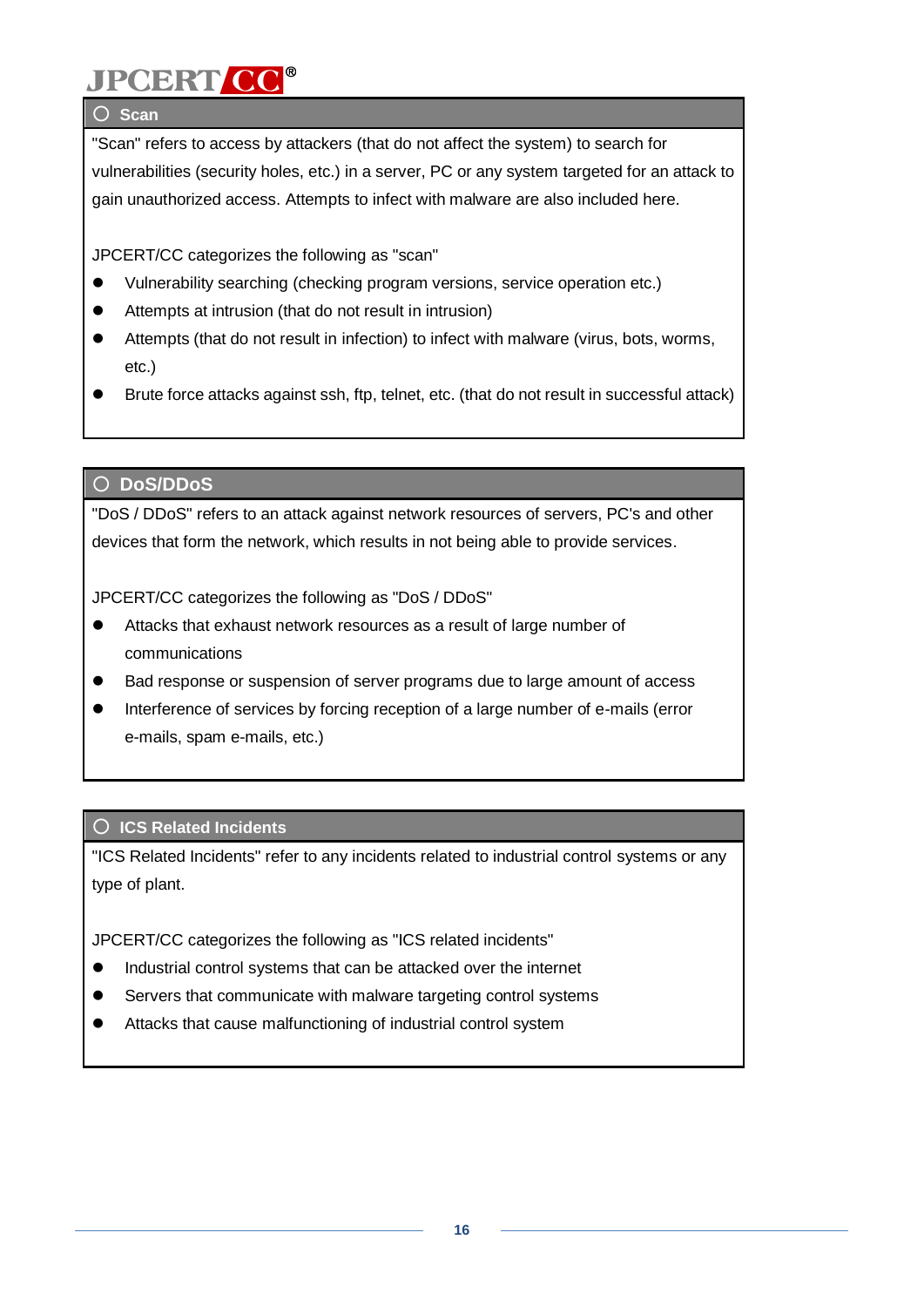### ○ Scan

"Scan" refers to access by attackers (that do not affect the system) to search for vulnerabilities (security holes, etc.) in a server, PC or any system targeted for an attack to gain unauthorized access. Attempts to infect with malware are also included here.

JPCERT/CC categorizes the following as "scan"

- Vulnerability searching (checking program versions, service operation etc.)
- Attempts at intrusion (that do not result in intrusion)
- Attempts (that do not result in infection) to infect with malware (virus, bots, worms, etc.)
- Brute force attacks against ssh, ftp, telnet, etc. (that do not result in successful attack)

### ○ DoS/DDoS

"DoS / DDoS" refers to an attack against network resources of servers, PC's and other devices that form the network, which results in not being able to provide services.

JPCERT/CC categorizes the following as "DoS / DDoS"

- Attacks that exhaust network resources as a result of large number of communications
- Bad response or suspension of server programs due to large amount of access
- Interference of services by forcing reception of a large number of e-mails (error e-mails, spam e-mails, etc.)

### ○ ICS Related Incidents

"ICS Related Incidents" refer to any incidents related to industrial control systems or any type of plant.

JPCERT/CC categorizes the following as "ICS related incidents"

- Industrial control systems that can be attacked over the internet
- Servers that communicate with malware targeting control systems
- Attacks that cause malfunctioning of industrial control system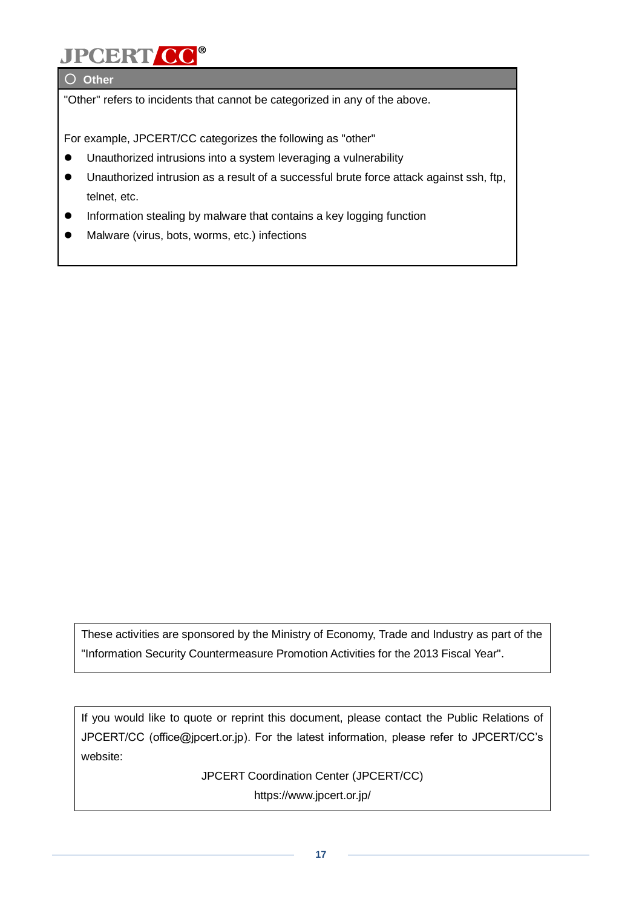### ○ Other

"Other" refers to incidents that cannot be categorized in any of the above.

For example, JPCERT/CC categorizes the following as "other"

- Unauthorized intrusions into a system leveraging a vulnerability
- Unauthorized intrusion as a result of a successful brute force attack against ssh, ftp, telnet, etc.
- Information stealing by malware that contains a key logging function
- Malware (virus, bots, worms, etc.) infections

These activities are sponsored by the Ministry of Economy, Trade and Industry as part of the "Information Security Countermeasure Promotion Activities for the 2013 Fiscal Year".

If you would like to quote or reprint this document, please contact the Public Relations of JPCERT/CC (office@jpcert.or.jp). For the latest information, please refer to JPCERT/CC's website:

JPCERT Coordination Center (JPCERT/CC)

https://www.jpcert.or.jp/